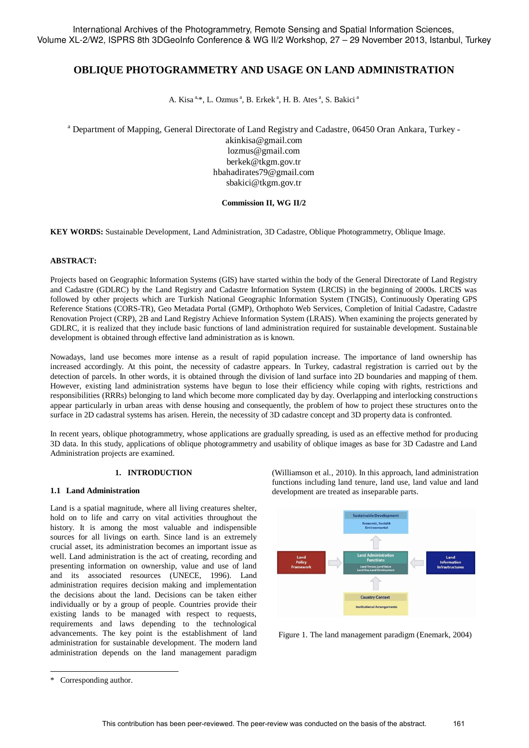# OBLIQUE PHOTOGRAMMETRY AND USAGE ON LAND ADMINISTRATION

A. Kisa [a,*], L. Ozmus [a], B. Erkek [a], H. B. Ates [a], S. Bakici [a]

[a] Department of Mapping, General Directorate of Land Registry and Cadastre, 06450 Oran Ankara, Turkey - akinkisa@gmail.com lozmus@gmail.com berkek@tkgm.gov.tr hbahadirates79@gmail.com sbakici@tkgm.gov.tr

**Commission II, WG II/2**

**KEY WORDS:** Sustainable Development, Land Administration, 3D Cadastre, Oblique Photogrammetry, Oblique Image.

**ABSTRACT:**

Projects based on Geographic Information Systems (GIS) have started within the body of the General Directorate of Land Registry and Cadastre (GDLRC) by the Land Registry and Cadastre Information System (LRCIS) in the beginning of 2000s. LRCIS was followed by other projects which are Turkish National Geographic Information System (TNGIS), Continuously Operating GPS Reference Stations (CORS-TR), Geo Metadata Portal (GMP), Orthophoto Web Services, Completion of Initial Cadastre, Cadastre Renovation Project (CRP), 2B and Land Registry Achieve Information System (LRAIS). When examining the projects generated by GDLRC, it is realized that they include basic functions of land administration required for sustainable development. Sustainable development is obtained through effective land administration as is known.

Nowadays, land use becomes more intense as a result of rapid population increase. The importance of land ownership has increased accordingly. At this point, the necessity of cadastre appears. In Turkey, cadastral registration is carried out by the detection of parcels. In other words, it is obtained through the division of land surface into 2D boundaries and mapping of them. However, existing land administration systems have begun to lose their efficiency while coping with rights, restrictions and responsibilities (RRRs) belonging to land which become more complicated day by day. Overlapping and interlocking constructions appear particularly in urban areas with dense housing and consequently, the problem of how to project these structures onto the surface in 2D cadastral systems has arisen. Herein, the necessity of 3D cadastre concept and 3D property data is confronted.

In recent years, oblique photogrammetry, whose applications are gradually spreading, is used as an effective method for producing 3D data. In this study, applications of oblique photogrammetry and usability of oblique images as base for 3D Cadastre and Land Administration projects are examined.

## 1. INTRODUCTION

### 1.1 Land Administration

Land is a spatial magnitude, where all living creatures shelter, hold on to life and carry on vital activities throughout the history. It is among the most valuable and indispensible sources for all livings on earth. Since land is an extremely crucial asset, its administration becomes an important issue as well. Land administration is the act of creating, recording and presenting information on ownership, value and use of land and its associated resources (UNECE, 1996). Land administration requires decision making and implementation the decisions about the land. Decisions can be taken either individually or by a group of people. Countries provide their existing lands to be managed with respect to requests, requirements and laws depending to the technological advancements. The key point is the establishment of land administration for sustainable development. The modern land administration depends on the land management paradigm (Williamson et al., 2010). In this approach, land administration functions including land tenure, land use, land value and land development are treated as inseparable parts.

Figure 1. The land management paradigm (Enemark, 2004)

\* Corresponding author.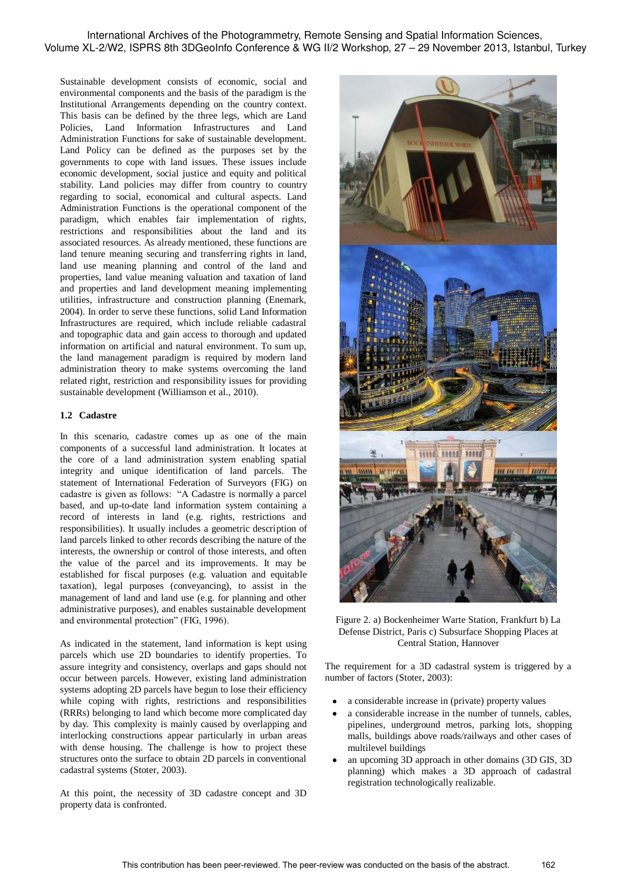Sustainable development consists of economic, social and environmental components and the basis of the paradigm is the Institutional Arrangements depending on the country context. This basis can be defined by the three legs, which are Land Policies, Land Information Infrastructures and Land Administration Functions for sake of sustainable development. Land Policy can be defined as the purposes set by the governments to cope with land issues. These issues include economic development, social justice and equity and political stability. Land policies may differ from country to country regarding to social, economical and cultural aspects. Land Administration Functions is the operational component of the paradigm, which enables fair implementation of rights, restrictions and responsibilities about the land and its associated resources. As already mentioned, these functions are land tenure meaning securing and transferring rights in land, land use meaning planning and control of the land and properties, land value meaning valuation and taxation of land and properties and land development meaning implementing utilities, infrastructure and construction planning (Enemark, 2004). In order to serve these functions, solid Land Information Infrastructures are required, which include reliable cadastral and topographic data and gain access to thorough and updated information on artificial and natural environment. To sum up, the land management paradigm is required by modern land administration theory to make systems overcoming the land related right, restriction and responsibility issues for providing sustainable development (Williamson et al., 2010).

### 1.2 Cadastre

In this scenario, cadastre comes up as one of the main components of a successful land administration. It locates at the core of a land administration system enabling spatial integrity and unique identification of land parcels. The statement of International Federation of Surveyors (FIG) on cadastre is given as follows: "A Cadastre is normally a parcel based, and up-to-date land information system containing a record of interests in land (e.g. rights, restrictions and responsibilities). It usually includes a geometric description of land parcels linked to other records describing the nature of the interests, the ownership or control of those interests, and often the value of the parcel and its improvements. It may be established for fiscal purposes (e.g. valuation and equitable taxation), legal purposes (conveyancing), to assist in the management of land and land use (e.g. for planning and other administrative purposes), and enables sustainable development and environmental protection" (FIG, 1996).

As indicated in the statement, land information is kept using parcels which use 2D boundaries to identify properties. To assure integrity and consistency, overlaps and gaps should not occur between parcels. However, existing land administration systems adopting 2D parcels have begun to lose their efficiency while coping with rights, restrictions and responsibilities (RRRs) belonging to land which become more complicated day by day. This complexity is mainly caused by overlapping and interlocking constructions appear particularly in urban areas with dense housing. The challenge is how to project these structures onto the surface to obtain 2D parcels in conventional cadastral systems (Stoter, 2003).

At this point, the necessity of 3D cadastre concept and 3D property data is confronted.

Figure 2. a) Bockenheimer Warte Station, Frankfurt b) La Defense District, Paris c) Subsurface Shopping Places at Central Station, Hannover

The requirement for a 3D cadastral system is triggered by a number of factors (Stoter, 2003):

- a considerable increase in (private) property values
- a considerable increase in the number of tunnels, cables, pipelines, underground metros, parking lots, shopping malls, buildings above roads/railways and other cases of multilevel buildings
- an upcoming 3D approach in other domains (3D GIS, 3D planning) which makes a 3D approach of cadastral registration technologically realizable.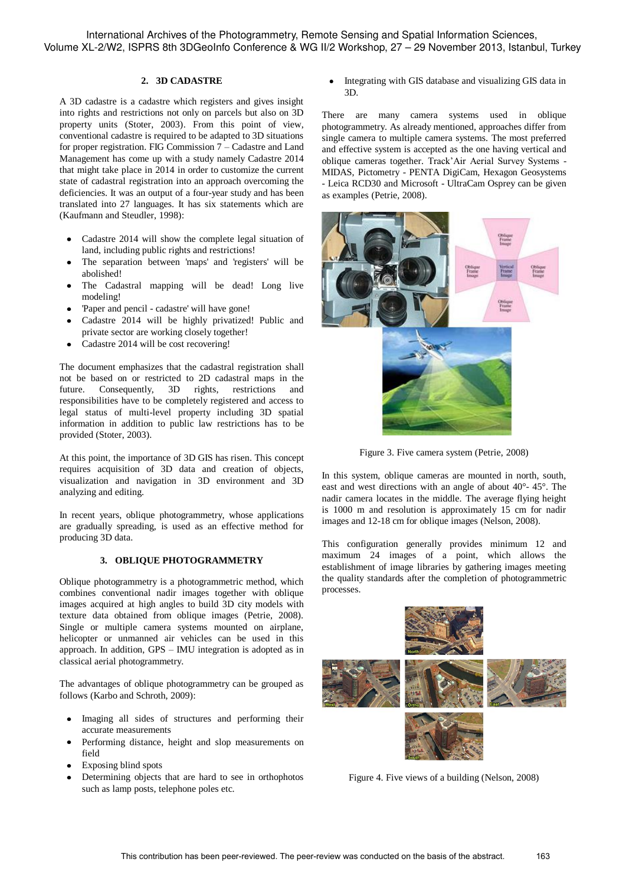## 2. 3D CADASTRE

A 3D cadastre is a cadastre which registers and gives insight into rights and restrictions not only on parcels but also on 3D property units (Stoter, 2003). From this point of view, conventional cadastre is required to be adapted to 3D situations for proper registration. FIG Commission 7 – Cadastre and Land Management has come up with a study namely Cadastre 2014 that might take place in 2014 in order to customize the current state of cadastral registration into an approach overcoming the deficiencies. It was an output of a four-year study and has been translated into 27 languages. It has six statements which are (Kaufmann and Steudler, 1998):

- Cadastre 2014 will show the complete legal situation of land, including public rights and restrictions!
- The separation between 'maps' and 'registers' will be abolished!
- The Cadastral mapping will be dead! Long live modeling!
- 'Paper and pencil - cadastre' will have gone!
- Cadastre 2014 will be highly privatized! Public and private sector are working closely together!
- Cadastre 2014 will be cost recovering!

The document emphasizes that the cadastral registration shall not be based on or restricted to 2D cadastral maps in the future. Consequently, 3D rights, restrictions and responsibilities have to be completely registered and access to legal status of multi-level property including 3D spatial information in addition to public law restrictions has to be provided (Stoter, 2003).

At this point, the importance of 3D GIS has risen. This concept requires acquisition of 3D data and creation of objects, visualization and navigation in 3D environment and 3D analyzing and editing.

In recent years, oblique photogrammetry, whose applications are gradually spreading, is used as an effective method for producing 3D data.

## 3. OBLIQUE PHOTOGRAMMETRY

Oblique photogrammetry is a photogrammetric method, which combines conventional nadir images together with oblique images acquired at high angles to build 3D city models with texture data obtained from oblique images (Petrie, 2008). Single or multiple camera systems mounted on airplane, helicopter or unmanned air vehicles can be used in this approach. In addition, GPS – IMU integration is adopted as in classical aerial photogrammetry.

The advantages of oblique photogrammetry can be grouped as follows (Karbo and Schroth, 2009):

- Imaging all sides of structures and performing their accurate measurements
- Performing distance, height and slop measurements on field
- Exposing blind spots
- Determining objects that are hard to see in orthophotos such as lamp posts, telephone poles etc.
- Integrating with GIS database and visualizing GIS data in 3D.

There are many camera systems used in oblique photogrammetry. As already mentioned, approaches differ from single camera to multiple camera systems. The most preferred and effective system is accepted as the one having vertical and oblique cameras together. Track'Air Aerial Survey Systems - MIDAS, Pictometry - PENTA DigiCam, Hexagon Geosystems - Leica RCD30 and Microsoft - UltraCam Osprey can be given as examples (Petrie, 2008).

Figure 3. Five camera system (Petrie, 2008)

In this system, oblique cameras are mounted in north, south, east and west directions with an angle of about 40°- 45°. The nadir camera locates in the middle. The average flying height is 1000 m and resolution is approximately 15 cm for nadir images and 12-18 cm for oblique images (Nelson, 2008).

This configuration generally provides minimum 12 and maximum 24 images of a point, which allows the establishment of image libraries by gathering images meeting the quality standards after the completion of photogrammetric processes.

Figure 4. Five views of a building (Nelson, 2008)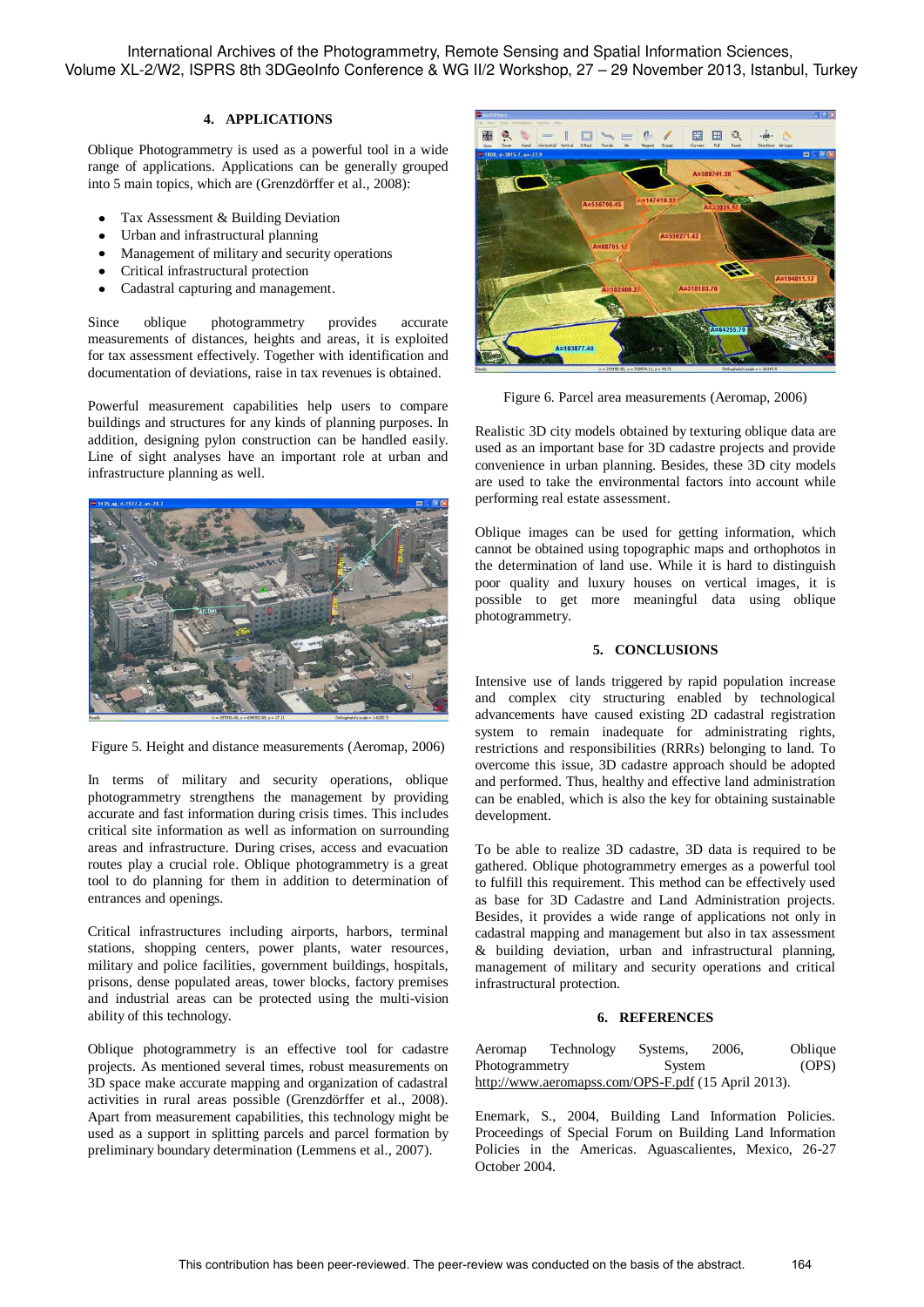## 4. APPLICATIONS

Oblique Photogrammetry is used as a powerful tool in a wide range of applications. Applications can be generally grouped into 5 main topics, which are (Grenzdörffer et al., 2008):

- Tax Assessment & Building Deviation
- Urban and infrastructural planning
- Management of military and security operations
- Critical infrastructural protection
- Cadastral capturing and management.

Since oblique photogrammetry provides accurate measurements of distances, heights and areas, it is exploited for tax assessment effectively. Together with identification and documentation of deviations, raise in tax revenues is obtained.

Powerful measurement capabilities help users to compare buildings and structures for any kinds of planning purposes. In addition, designing pylon construction can be handled easily. Line of sight analyses have an important role at urban and infrastructure planning as well.

Figure 5. Height and distance measurements (Aeromap, 2006)

In terms of military and security operations, oblique photogrammetry strengthens the management by providing accurate and fast information during crisis times. This includes critical site information as well as information on surrounding areas and infrastructure. During crises, access and evacuation routes play a crucial role. Oblique photogrammetry is a great tool to do planning for them in addition to determination of entrances and openings.

Critical infrastructures including airports, harbors, terminal stations, shopping centers, power plants, water resources, military and police facilities, government buildings, hospitals, prisons, dense populated areas, tower blocks, factory premises and industrial areas can be protected using the multi-vision ability of this technology.

Oblique photogrammetry is an effective tool for cadastre projects. As mentioned several times, robust measurements on 3D space make accurate mapping and organization of cadastral activities in rural areas possible (Grenzdörffer et al., 2008). Apart from measurement capabilities, this technology might be used as a support in splitting parcels and parcel formation by preliminary boundary determination (Lemmens et al., 2007).

Figure 6. Parcel area measurements (Aeromap, 2006)

Realistic 3D city models obtained by texturing oblique data are used as an important base for 3D cadastre projects and provide convenience in urban planning. Besides, these 3D city models are used to take the environmental factors into account while performing real estate assessment.

Oblique images can be used for getting information, which cannot be obtained using topographic maps and orthophotos in the determination of land use. While it is hard to distinguish poor quality and luxury houses on vertical images, it is possible to get more meaningful data using oblique photogrammetry.

## 5. CONCLUSIONS

Intensive use of lands triggered by rapid population increase and complex city structuring enabled by technological advancements have caused existing 2D cadastral registration system to remain inadequate for administrating rights, restrictions and responsibilities (RRRs) belonging to land. To overcome this issue, 3D cadastre approach should be adopted and performed. Thus, healthy and effective land administration can be enabled, which is also the key for obtaining sustainable development.

To be able to realize 3D cadastre, 3D data is required to be gathered. Oblique photogrammetry emerges as a powerful tool to fulfill this requirement. This method can be effectively used as base for 3D Cadastre and Land Administration projects. Besides, it provides a wide range of applications not only in cadastral mapping and management but also in tax assessment & building deviation, urban and infrastructural planning, management of military and security operations and critical infrastructural protection.

## 6. REFERENCES

Aeromap Technology Systems, 2006, Oblique Photogrammetry System (OPS) http://www.aeromapss.com/OPS-F.pdf (15 April 2013).

Enemark, S., 2004, Building Land Information Policies. Proceedings of Special Forum on Building Land Information Policies in the Americas. Aguascalientes, Mexico, 26-27 October 2004.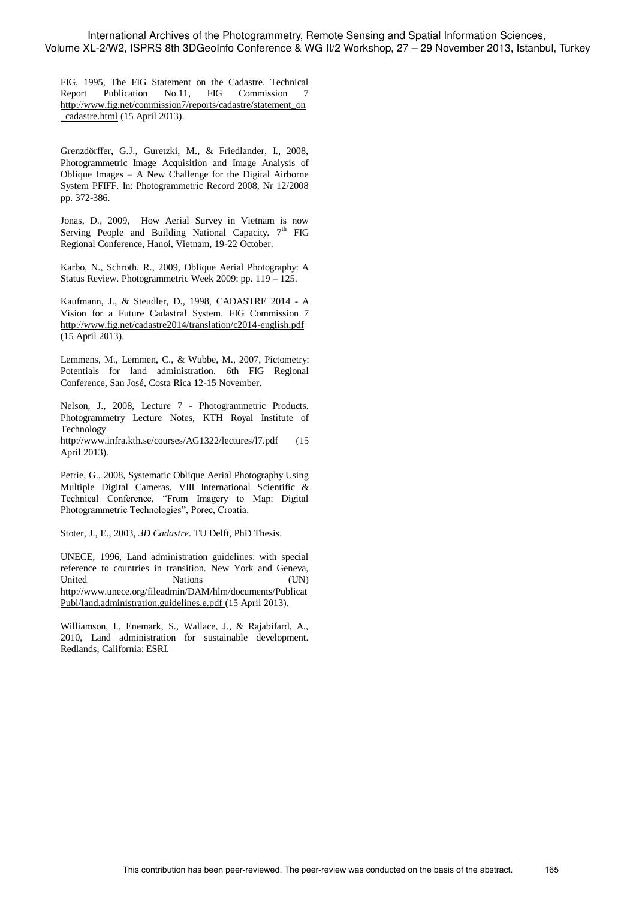FIG, 1995, The FIG Statement on the Cadastre. Technical Report Publication No.11, FIG Commission 7 http://www.fig.net/commission7/reports/cadastre/statement_on_cadastre.html (15 April 2013).

Grenzdörffer, G.J., Guretzki, M., & Friedlander, I., 2008, Photogrammetric Image Acquisition and Image Analysis of Oblique Images – A New Challenge for the Digital Airborne System PFIFF. In: Photogrammetric Record 2008, Nr 12/2008 pp. 372-386.

Jonas, D., 2009, How Aerial Survey in Vietnam is now Serving People and Building National Capacity. 7th FIG Regional Conference, Hanoi, Vietnam, 19-22 October.

Karbo, N., Schroth, R., 2009, Oblique Aerial Photography: A Status Review. Photogrammetric Week 2009: pp. 119 – 125.

Kaufmann, J., & Steudler, D., 1998, CADASTRE 2014 - A Vision for a Future Cadastral System. FIG Commission 7 http://www.fig.net/cadastre2014/translation/c2014-english.pdf (15 April 2013).

Lemmens, M., Lemmen, C., & Wubbe, M., 2007, Pictometry: Potentials for land administration. 6th FIG Regional Conference, San José, Costa Rica 12-15 November.

Nelson, J., 2008, Lecture 7 - Photogrammetric Products. Photogrammetry Lecture Notes, KTH Royal Institute of Technology http://www.infra.kth.se/courses/AG1322/lectures/l7.pdf (15 April 2013).

Petrie, G., 2008, Systematic Oblique Aerial Photography Using Multiple Digital Cameras. VIII International Scientific & Technical Conference, "From Imagery to Map: Digital Photogrammetric Technologies", Porec, Croatia.

Stoter, J., E., 2003, *3D Cadastre*. TU Delft, PhD Thesis.

UNECE, 1996, Land administration guidelines: with special reference to countries in transition. New York and Geneva, United Nations (UN) http://www.unece.org/fileadmin/DAM/hlm/documents/PublicatPubl/land.administration.guidelines.e.pdf (15 April 2013).

Williamson, I., Enemark, S., Wallace, J., & Rajabifard, A., 2010, Land administration for sustainable development. Redlands, California: ESRI.

This contribution has been peer-reviewed. The peer-review was conducted on the basis of the abstract.